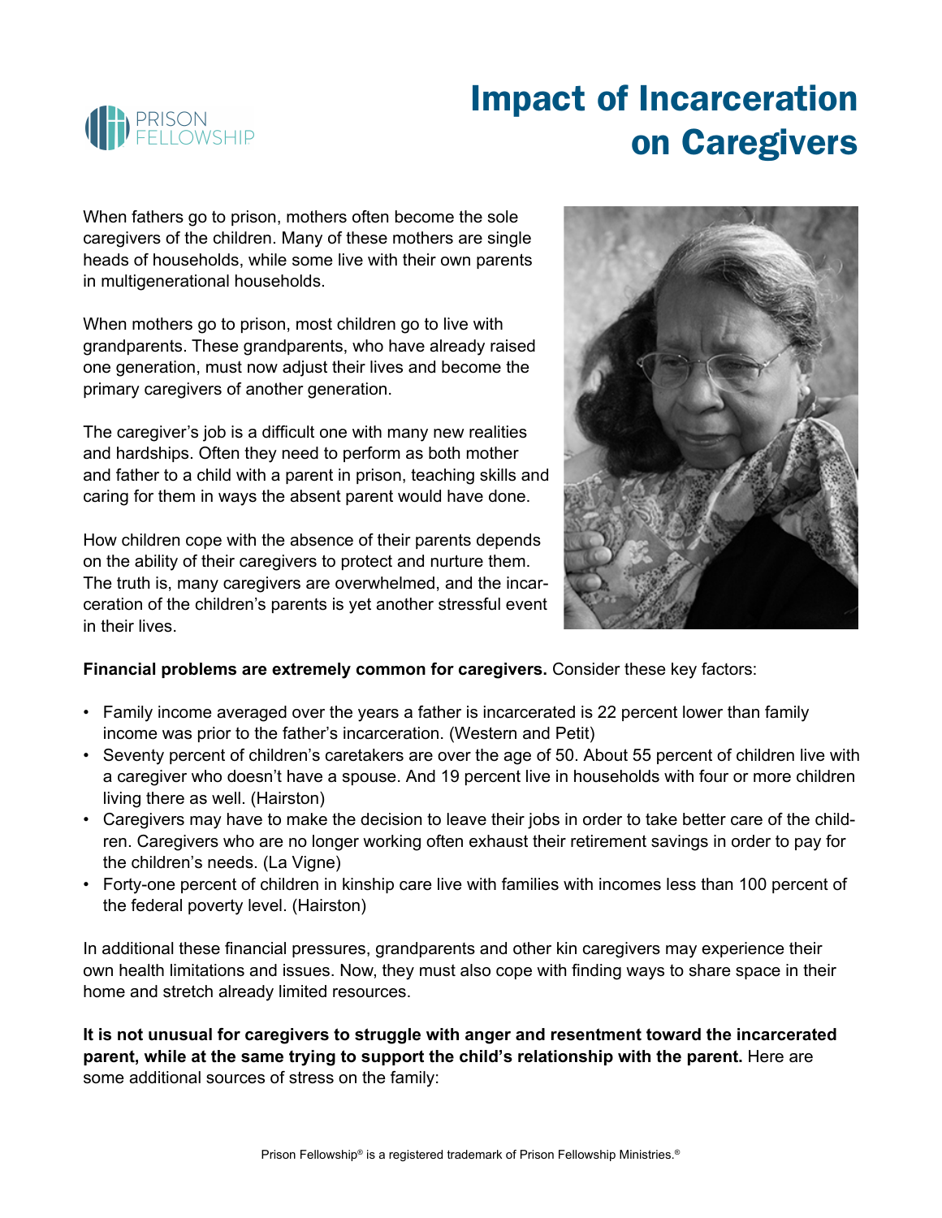# Impact of Incarceration on Caregivers

When fathers go to prison, mothers often become the sole caregivers of the children. Many of these mothers are single heads of households, while some live with their own parents in multigenerational households.

When mothers go to prison, most children go to live with grandparents. These grandparents, who have already raised one generation, must now adjust their lives and become the primary caregivers of another generation.

The caregiver's job is a difficult one with many new realities and hardships. Often they need to perform as both mother and father to a child with a parent in prison, teaching skills and caring for them in ways the absent parent would have done.

How children cope with the absence of their parents depends on the ability of their caregivers to protect and nurture them. The truth is, many caregivers are overwhelmed, and the incarceration of the children's parents is yet another stressful event in their lives.

**Financial problems are extremely common for caregivers.** Consider these key factors:

- Family income averaged over the years a father is incarcerated is 22 percent lower than family income was prior to the father's incarceration. (Western and Petit)
- Seventy percent of children's caretakers are over the age of 50. About 55 percent of children live with a caregiver who doesn't have a spouse. And 19 percent live in households with four or more children living there as well. (Hairston)
- Caregivers may have to make the decision to leave their jobs in order to take better care of the children. Caregivers who are no longer working often exhaust their retirement savings in order to pay for the children's needs. (La Vigne)
- Forty-one percent of children in kinship care live with families with incomes less than 100 percent of the federal poverty level. (Hairston)

In additional these financial pressures, grandparents and other kin caregivers may experience their own health limitations and issues. Now, they must also cope with finding ways to share space in their home and stretch already limited resources.

**It is not unusual for caregivers to struggle with anger and resentment toward the incarcerated parent, while at the same trying to support the child's relationship with the parent.** Here are some additional sources of stress on the family: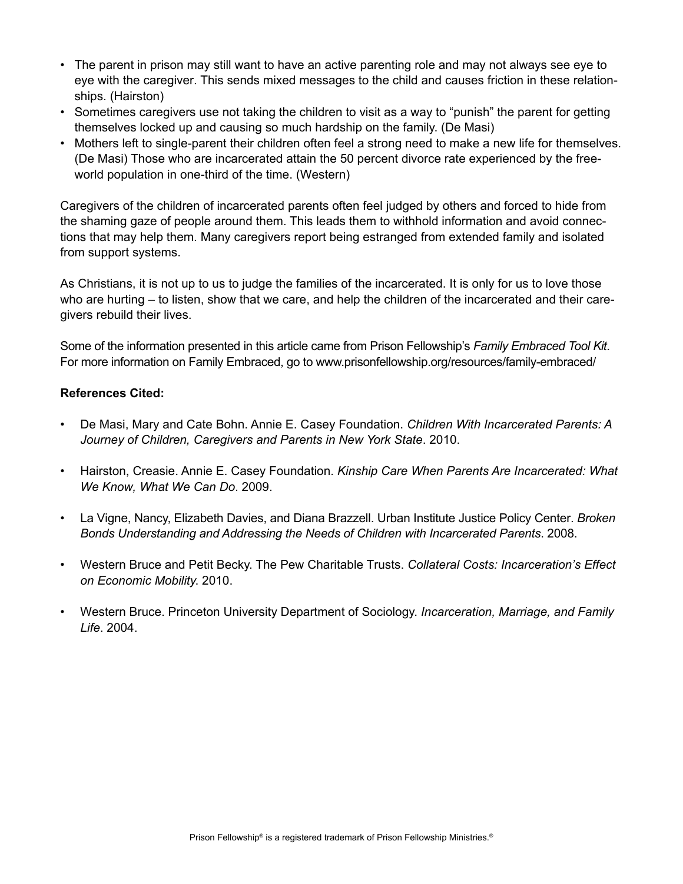- The parent in prison may still want to have an active parenting role and may not always see eye to eye with the caregiver. This sends mixed messages to the child and causes friction in these relationships. (Hairston)
- Sometimes caregivers use not taking the children to visit as a way to "punish" the parent for getting themselves locked up and causing so much hardship on the family. (De Masi)
- Mothers left to single-parent their children often feel a strong need to make a new life for themselves. (De Masi) Those who are incarcerated attain the 50 percent divorce rate experienced by the free-world population in one-third of the time. (Western)

Caregivers of the children of incarcerated parents often feel judged by others and forced to hide from the shaming gaze of people around them. This leads them to withhold information and avoid connections that may help them. Many caregivers report being estranged from extended family and isolated from support systems.

As Christians, it is not up to us to judge the families of the incarcerated. It is only for us to love those who are hurting – to listen, show that we care, and help the children of the incarcerated and their caregivers rebuild their lives.

Some of the information presented in this article came from Prison Fellowship's *Family Embraced Tool Kit*. For more information on Family Embraced, go to www.prisonfellowship.org/resources/family-embraced/

**References Cited:**

- De Masi, Mary and Cate Bohn. Annie E. Casey Foundation. *Children With Incarcerated Parents: A Journey of Children, Caregivers and Parents in New York State*. 2010.

- Hairston, Creasie. Annie E. Casey Foundation. *Kinship Care When Parents Are Incarcerated: What We Know, What We Can Do*. 2009.

- La Vigne, Nancy, Elizabeth Davies, and Diana Brazzell. Urban Institute Justice Policy Center. *Broken Bonds Understanding and Addressing the Needs of Children with Incarcerated Parents*. 2008.

- Western Bruce and Petit Becky. The Pew Charitable Trusts. *Collateral Costs: Incarceration's Effect on Economic Mobility*. 2010.

- Western Bruce. Princeton University Department of Sociology. *Incarceration, Marriage, and Family Life*. 2004.

Prison Fellowship® is a registered trademark of Prison Fellowship Ministries.®